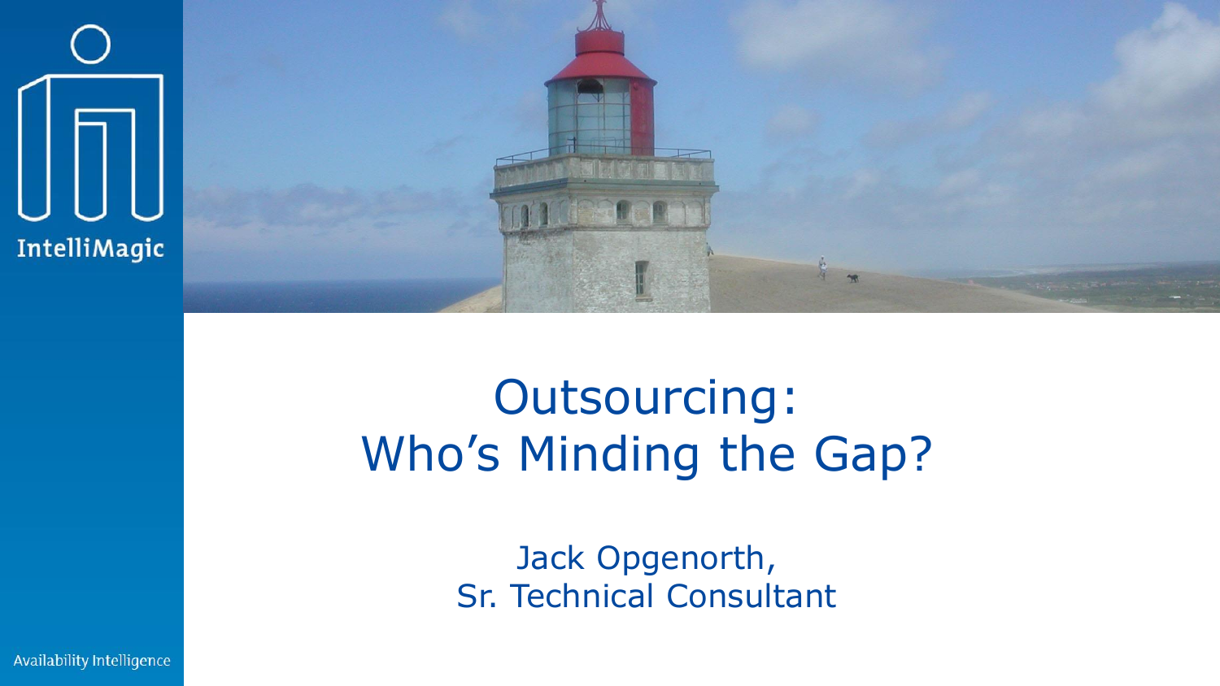IntelliMagic

# Outsourcing: Who's Minding the Gap?

Jack Opgenorth,
Sr. Technical Consultant

Availability Intelligence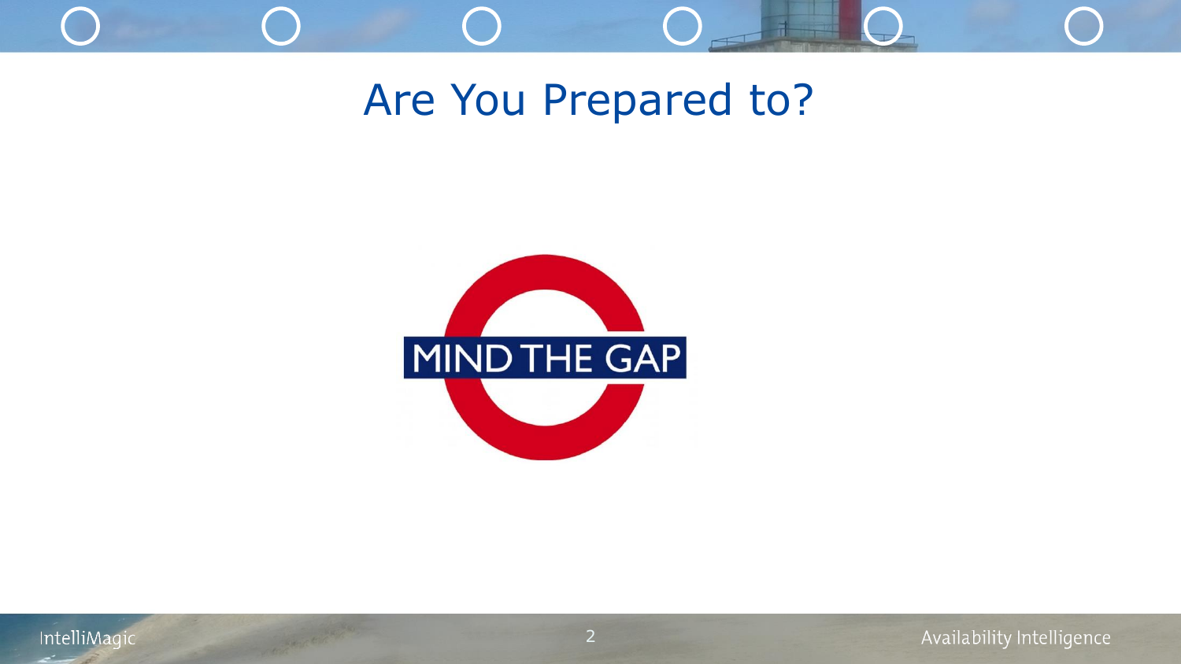# Are You Prepared to?

MIND THE GAP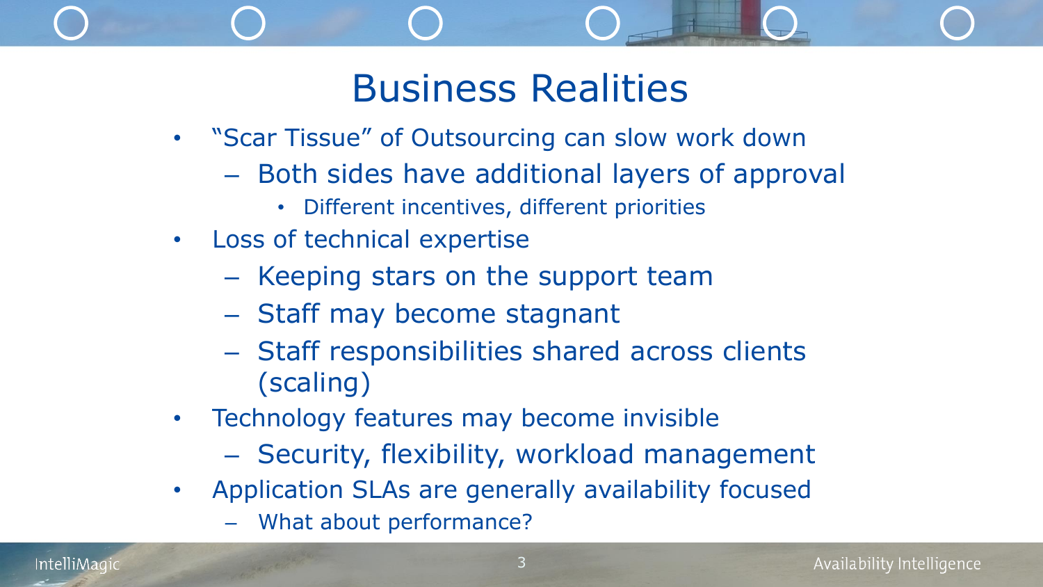# Business Realities

- "Scar Tissue" of Outsourcing can slow work down
  - Both sides have additional layers of approval
    - Different incentives, different priorities
- Loss of technical expertise
  - Keeping stars on the support team
  - Staff may become stagnant
  - Staff responsibilities shared across clients (scaling)
- Technology features may become invisible
  - Security, flexibility, workload management
- Application SLAs are generally availability focused
  - What about performance?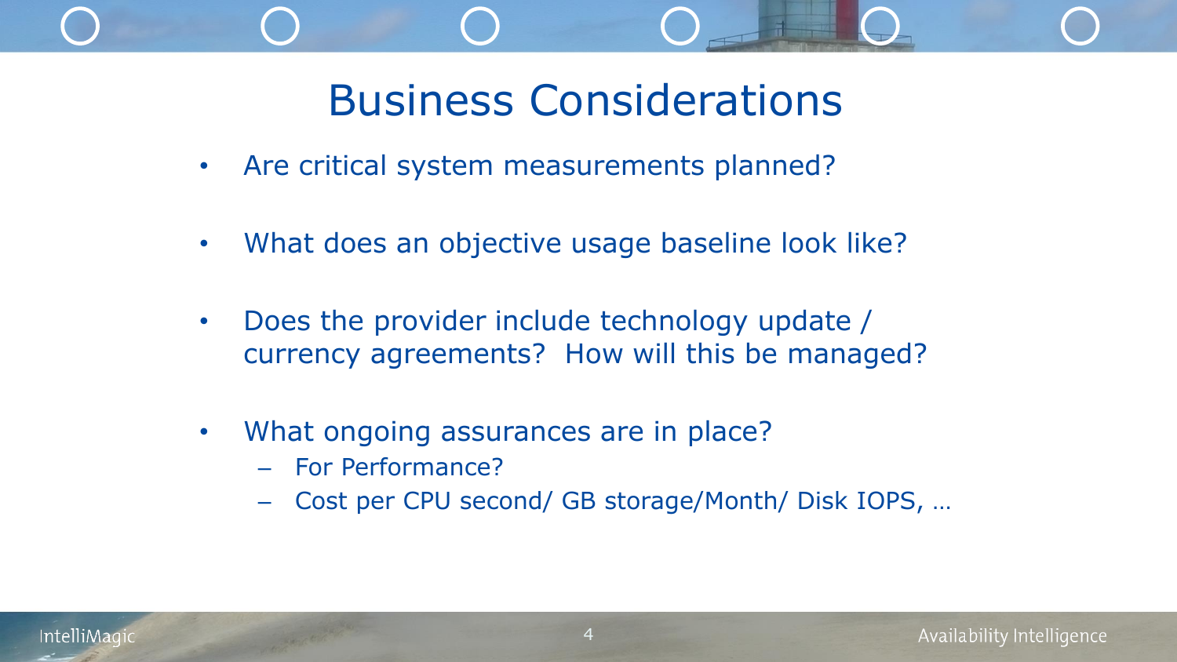# Business Considerations

- Are critical system measurements planned?
- What does an objective usage baseline look like?
- Does the provider include technology update / currency agreements? How will this be managed?
- What ongoing assurances are in place?
  - For Performance?
  - Cost per CPU second/ GB storage/Month/ Disk IOPS, …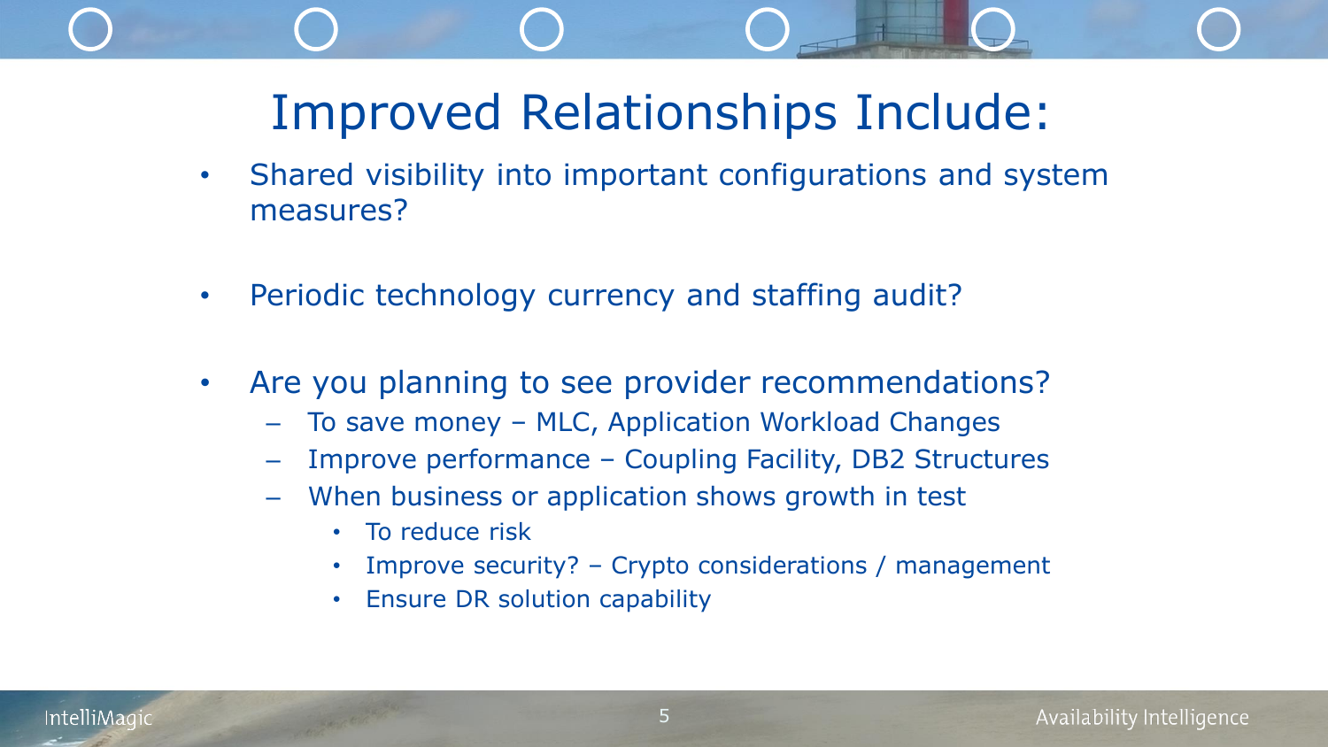# Improved Relationships Include:

- Shared visibility into important configurations and system measures?
- Periodic technology currency and staffing audit?
- Are you planning to see provider recommendations?
  - To save money – MLC, Application Workload Changes
  - Improve performance – Coupling Facility, DB2 Structures
  - When business or application shows growth in test
    - To reduce risk
    - Improve security? – Crypto considerations / management
    - Ensure DR solution capability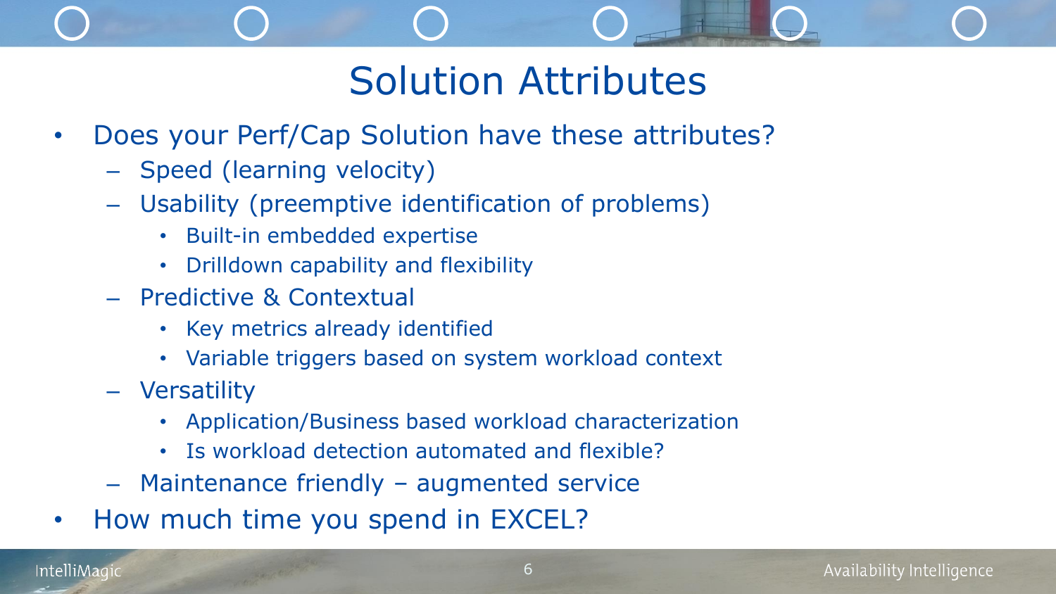# Solution Attributes

- Does your Perf/Cap Solution have these attributes?
  - Speed (learning velocity)
  - Usability (preemptive identification of problems)
    - Built-in embedded expertise
    - Drilldown capability and flexibility
  - Predictive & Contextual
    - Key metrics already identified
    - Variable triggers based on system workload context
  - Versatility
    - Application/Business based workload characterization
    - Is workload detection automated and flexible?
  - Maintenance friendly – augmented service
- How much time you spend in EXCEL?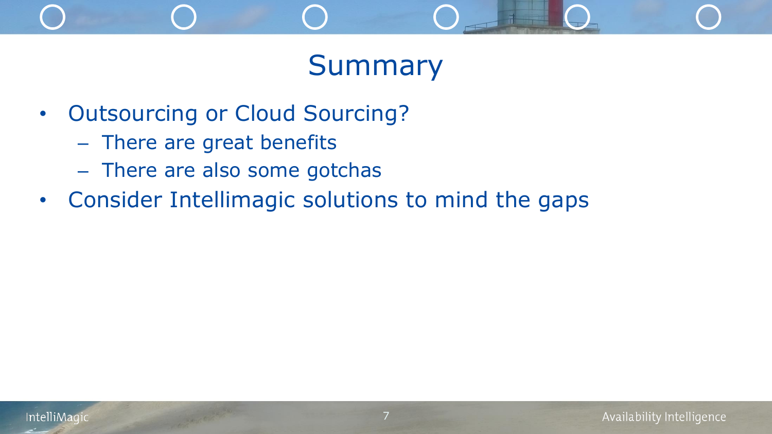# Summary

- Outsourcing or Cloud Sourcing?
  - There are great benefits
  - There are also some gotchas
- Consider Intellimagic solutions to mind the gaps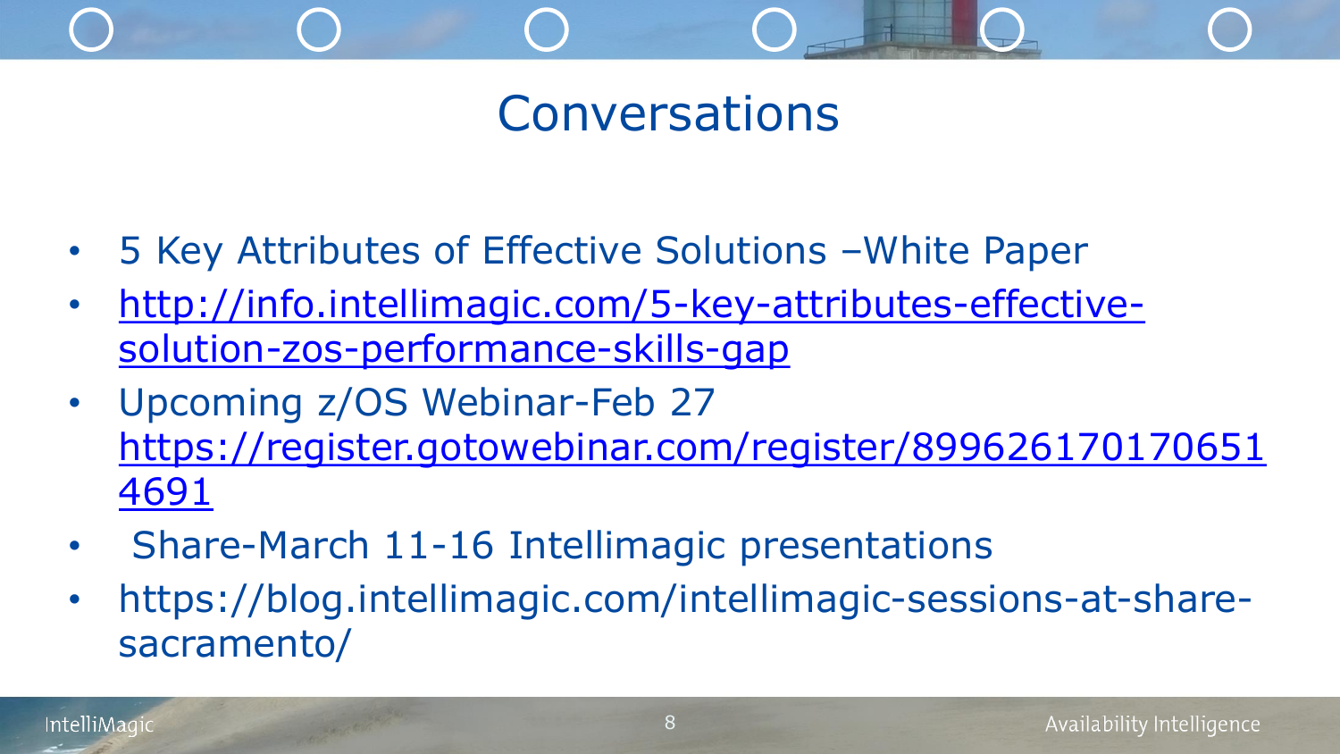# Conversations

- 5 Key Attributes of Effective Solutions –White Paper
- [http://info.intellimagic.com/5-key-attributes-effective-solution-zos-performance-skills-gap](http://info.intellimagic.com/5-key-attributes-effective-solution-zos-performance-skills-gap)
- Upcoming z/OS Webinar-Feb 27 [https://register.gotowebinar.com/register/8996261701706514691](https://register.gotowebinar.com/register/8996261701706514691)
- Share-March 11-16 Intellimagic presentations
- https://blog.intellimagic.com/intellimagic-sessions-at-share-sacramento/